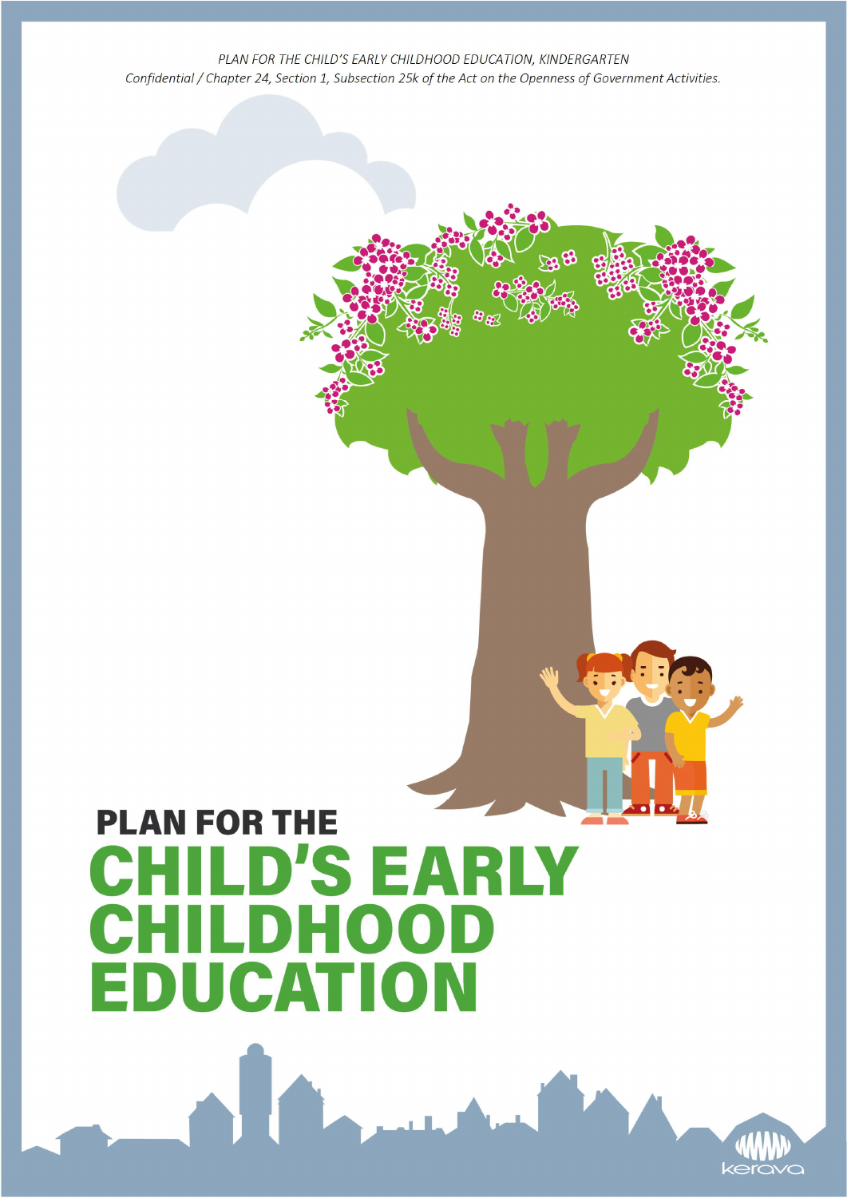*PLAN FOR THE CHILD'S EARLY CHILDHOOD EDUCATION, KINDERGARTEN*
*Confidential / Chapter 24, Section 1, Subsection 25k of the Act on the Openness of Government Activities.*

# PLAN FOR THE CHILD'S EARLY CHILDHOOD EDUCATION

kerava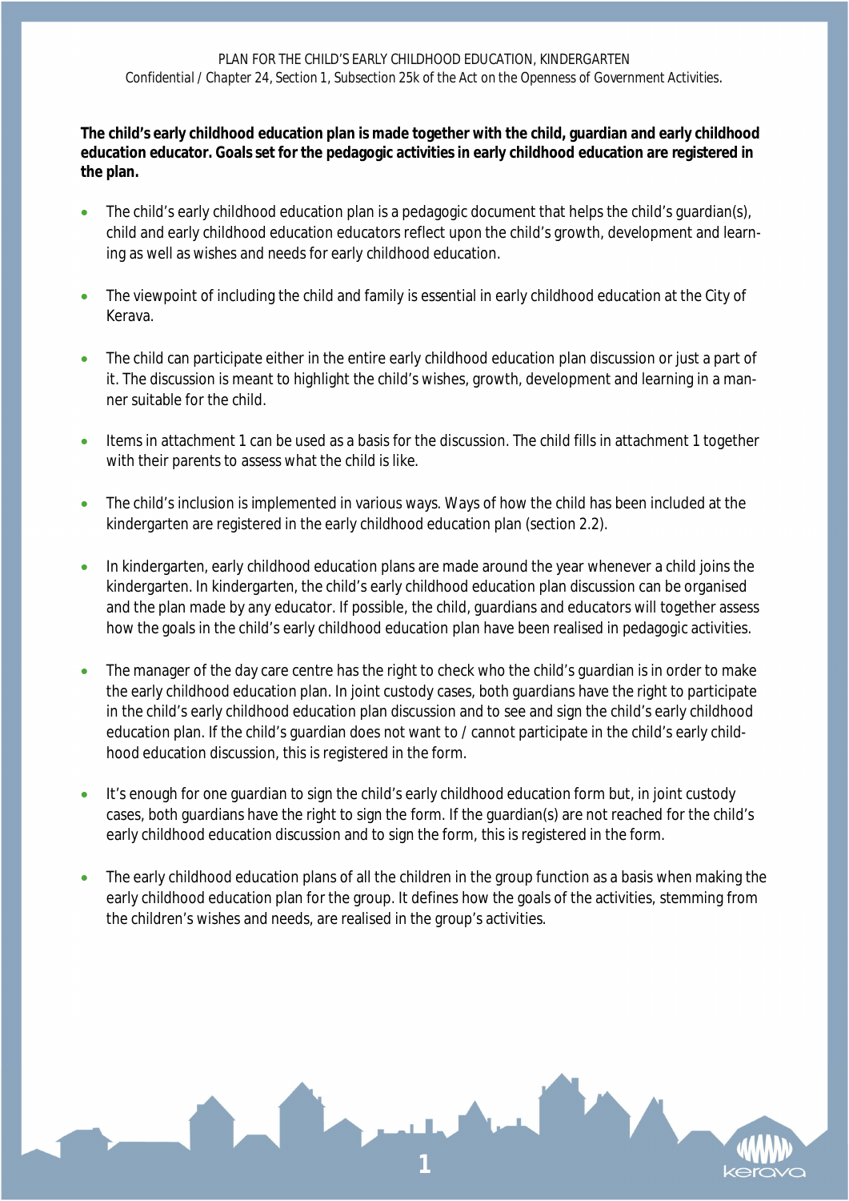PLAN FOR THE CHILD'S EARLY CHILDHOOD EDUCATION, KINDERGARTEN
Confidential / Chapter 24, Section 1, Subsection 25k of the Act on the Openness of Government Activities.

**The child's early childhood education plan is made together with the child, guardian and early childhood education educator. Goals set for the pedagogic activities in early childhood education are registered in the plan.**

- The child's early childhood education plan is a pedagogic document that helps the child's guardian(s), child and early childhood education educators reflect upon the child's growth, development and learning as well as wishes and needs for early childhood education.
- The viewpoint of including the child and family is essential in early childhood education at the City of Kerava.
- The child can participate either in the entire early childhood education plan discussion or just a part of it. The discussion is meant to highlight the child's wishes, growth, development and learning in a manner suitable for the child.
- Items in attachment 1 can be used as a basis for the discussion. The child fills in attachment 1 together with their parents to assess what the child is like.
- The child's inclusion is implemented in various ways. Ways of how the child has been included at the kindergarten are registered in the early childhood education plan (section 2.2).
- In kindergarten, early childhood education plans are made around the year whenever a child joins the kindergarten. In kindergarten, the child's early childhood education plan discussion can be organised and the plan made by any educator. If possible, the child, guardians and educators will together assess how the goals in the child's early childhood education plan have been realised in pedagogic activities.
- The manager of the day care centre has the right to check who the child's guardian is in order to make the early childhood education plan. In joint custody cases, both guardians have the right to participate in the child's early childhood education plan discussion and to see and sign the child's early childhood education plan. If the child's guardian does not want to / cannot participate in the child's early childhood education discussion, this is registered in the form.
- It's enough for one guardian to sign the child's early childhood education form but, in joint custody cases, both guardians have the right to sign the form. If the guardian(s) are not reached for the child's early childhood education discussion and to sign the form, this is registered in the form.
- The early childhood education plans of all the children in the group function as a basis when making the early childhood education plan for the group. It defines how the goals of the activities, stemming from the children's wishes and needs, are realised in the group's activities.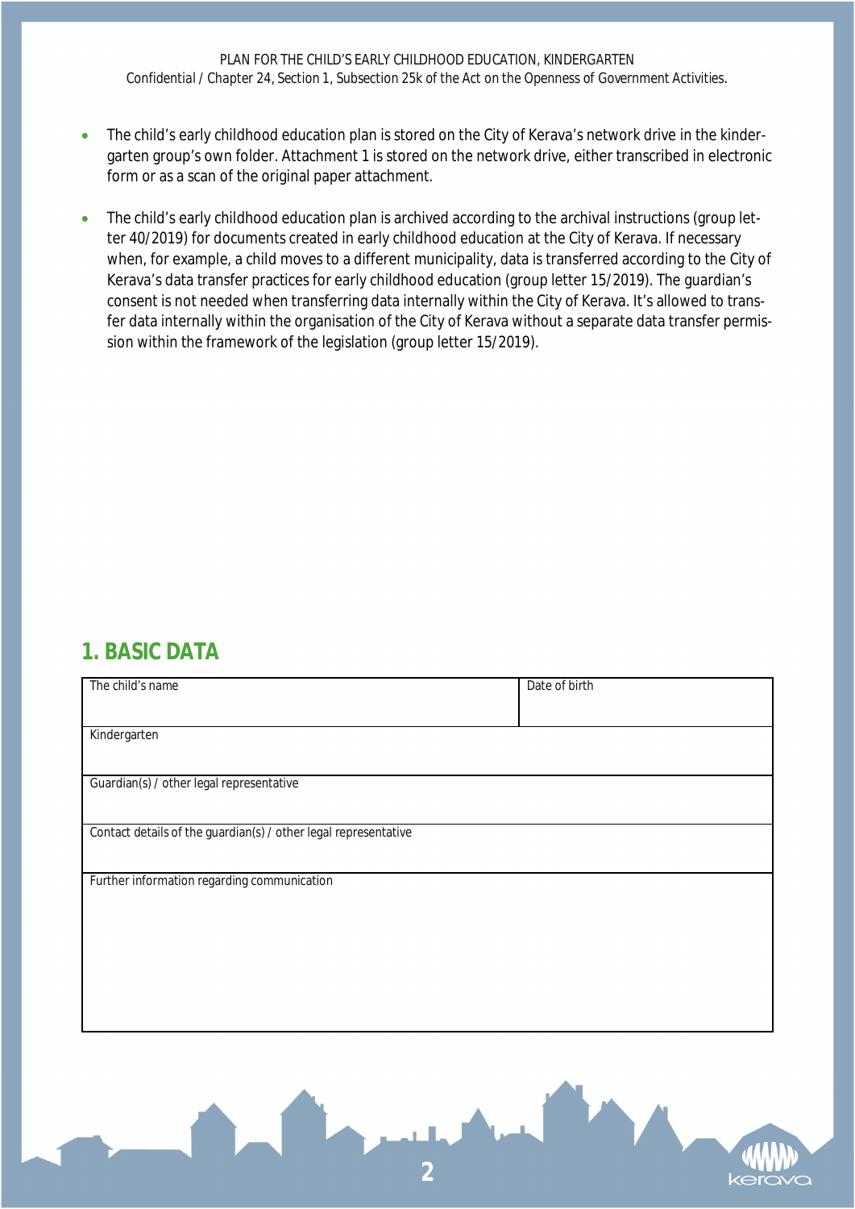- The child's early childhood education plan is stored on the City of Kerava's network drive in the kindergarten group's own folder. Attachment 1 is stored on the network drive, either transcribed in electronic form or as a scan of the original paper attachment.

- The child's early childhood education plan is archived according to the archival instructions (group letter 40/2019) for documents created in early childhood education at the City of Kerava. If necessary when, for example, a child moves to a different municipality, data is transferred according to the City of Kerava's data transfer practices for early childhood education (group letter 15/2019). The guardian's consent is not needed when transferring data internally within the City of Kerava. It's allowed to transfer data internally within the organisation of the City of Kerava without a separate data transfer permission within the framework of the legislation (group letter 15/2019).

## 1. BASIC DATA

| The child's name | Date of birth |
|---|---|
| Kindergarten | |
| Guardian(s) / other legal representative | |
| Contact details of the guardian(s) / other legal representative | |
| Further information regarding communication | |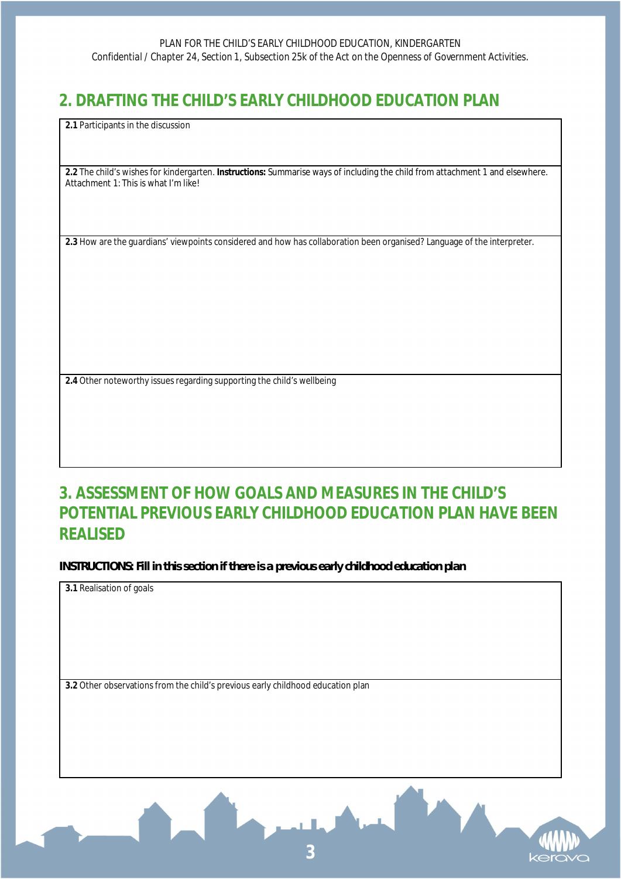## 2. DRAFTING THE CHILD'S EARLY CHILDHOOD EDUCATION PLAN

| **2.1** Participants in the discussion |
|---|
| |
| **2.2** The child's wishes for kindergarten. **Instructions:** Summarise ways of including the child from attachment 1 and elsewhere. Attachment 1: This is what I'm like! |
| **2.3** How are the guardians' viewpoints considered and how has collaboration been organised? Language of the interpreter. |
| **2.4** Other noteworthy issues regarding supporting the child's wellbeing |

## 3. ASSESSMENT OF HOW GOALS AND MEASURES IN THE CHILD'S POTENTIAL PREVIOUS EARLY CHILDHOOD EDUCATION PLAN HAVE BEEN REALISED

**INSTRUCTIONS: Fill in this section if there is a previous early childhood education plan**

| **3.1** Realisation of goals |
|---|
| |
| **3.2** Other observations from the child's previous early childhood education plan |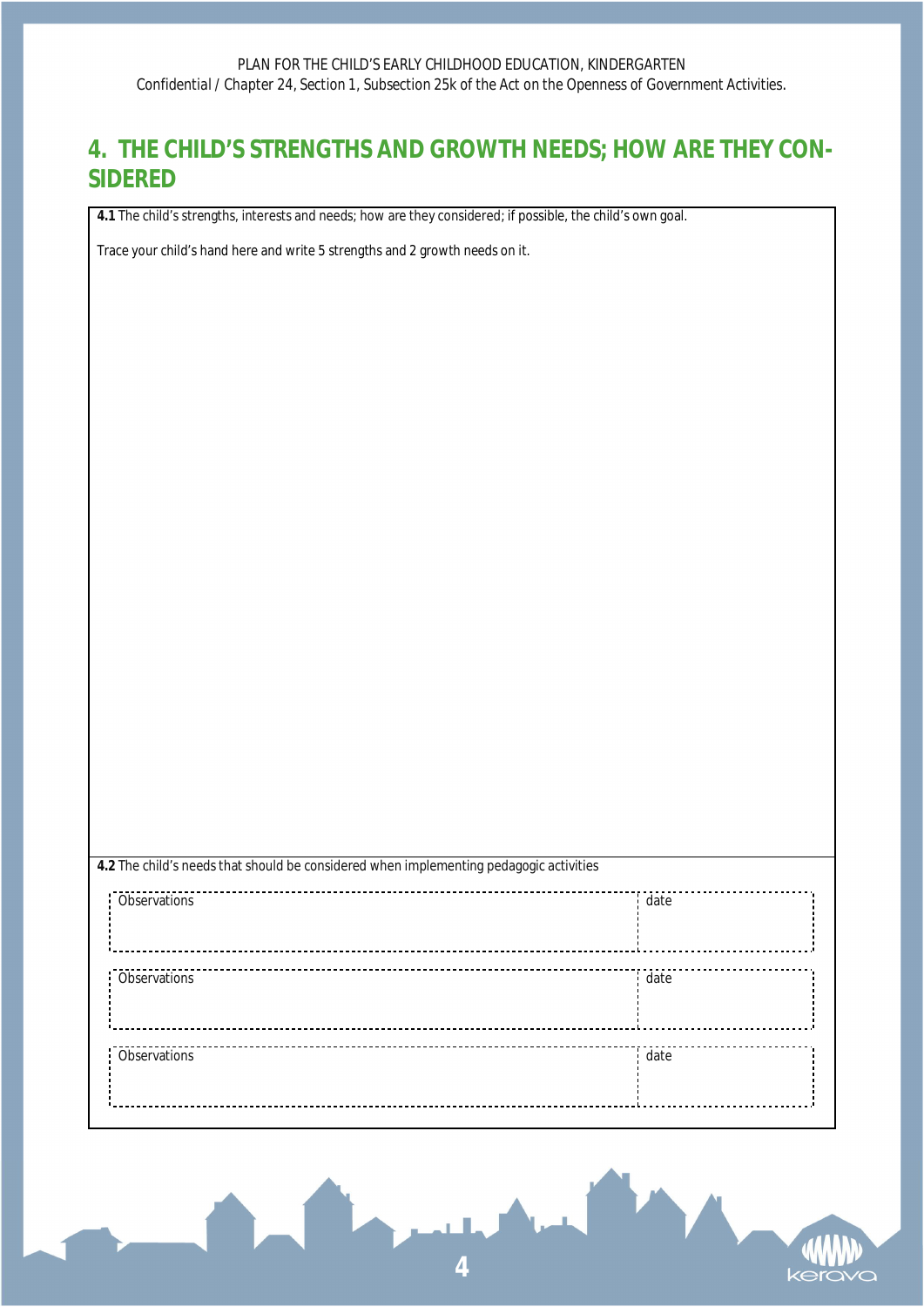## 4. THE CHILD'S STRENGTHS AND GROWTH NEEDS; HOW ARE THEY CONSIDERED

**4.1** The child's strengths, interests and needs; how are they considered; if possible, the child's own goal.

Trace your child's hand here and write 5 strengths and 2 growth needs on it.

**4.2** The child's needs that should be considered when implementing pedagogic activities

| Observations | date |
|---|---|
| | |

| Observations | date |
|---|---|
| | |

| Observations | date |
|---|---|
| | |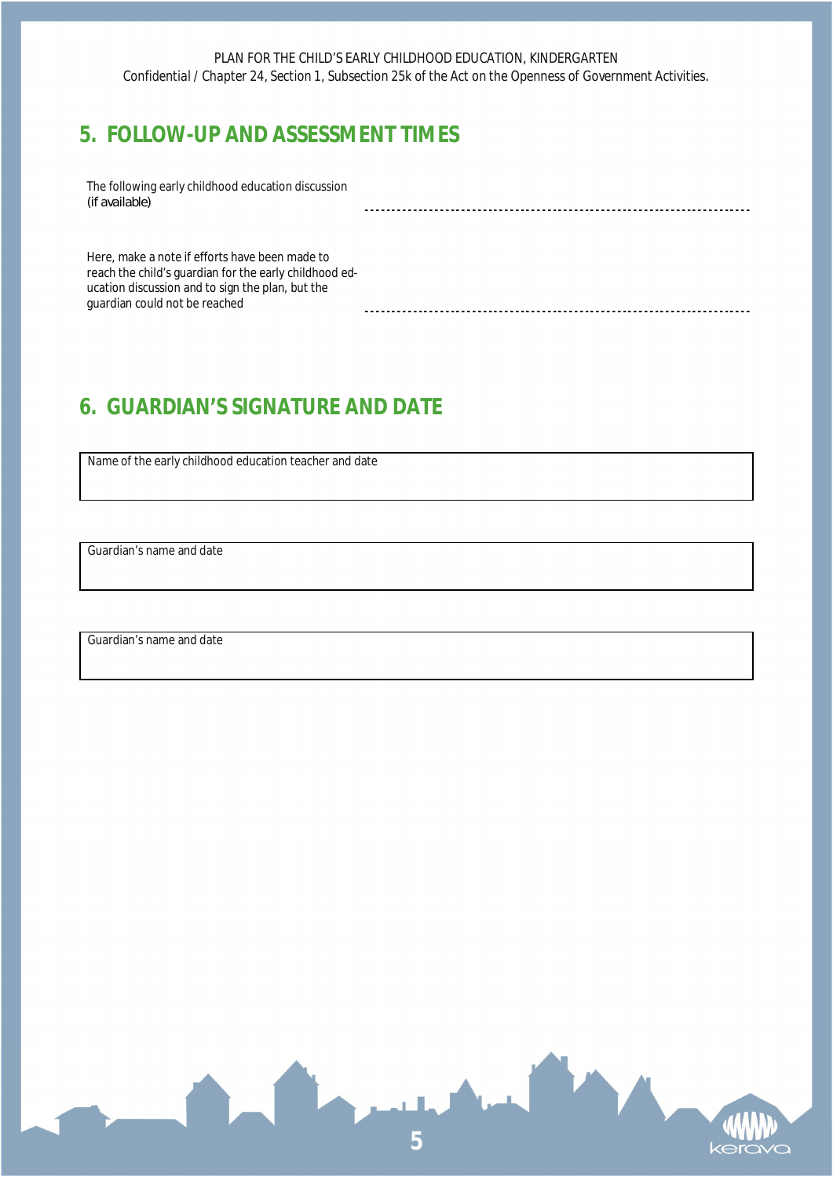## 5. FOLLOW-UP AND ASSESSMENT TIMES

The following early childhood education discussion (if available) ..............................................................................

Here, make a note if efforts have been made to reach the child's guardian for the early childhood education discussion and to sign the plan, but the guardian could not be reached ..............................................................................

## 6. GUARDIAN'S SIGNATURE AND DATE

| Name of the early childhood education teacher and date |
| --- |
| |

| Guardian's name and date |
| --- |
| |

| Guardian's name and date |
| --- |
| |